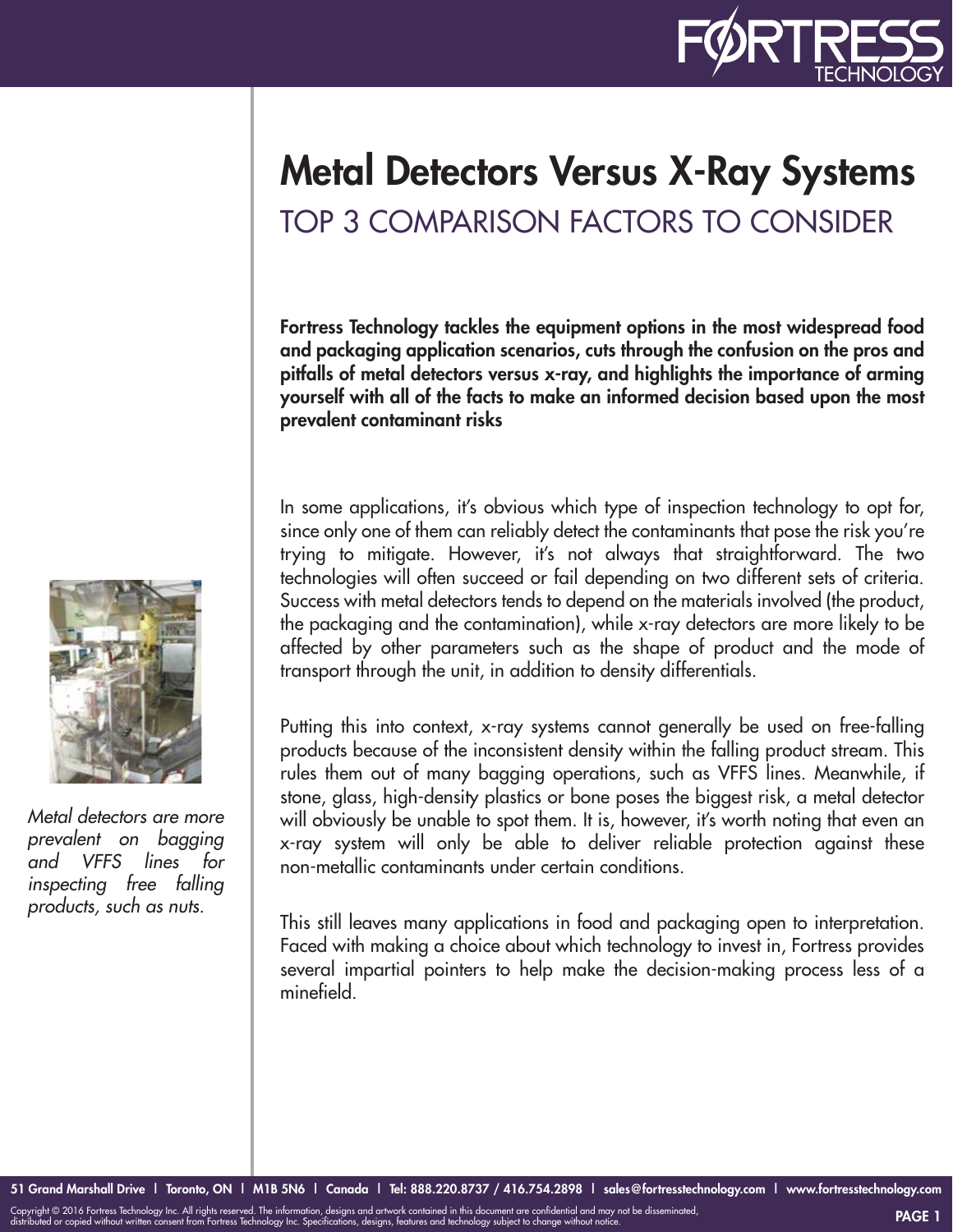# Metal Detectors Versus X-Ray Systems

## TOP 3 COMPARISON FACTORS TO CONSIDER

**Fortress Technology tackles the equipment options in the most widespread food and packaging application scenarios, cuts through the confusion on the pros and pitfalls of metal detectors versus x-ray, and highlights the importance of arming yourself with all of the facts to make an informed decision based upon the most prevalent contaminant risks**

In some applications, it's obvious which type of inspection technology to opt for, since only one of them can reliably detect the contaminants that pose the risk you're trying to mitigate. However, it's not always that straightforward. The two technologies will often succeed or fail depending on two different sets of criteria. Success with metal detectors tends to depend on the materials involved (the product, the packaging and the contamination), while x-ray detectors are more likely to be affected by other parameters such as the shape of product and the mode of transport through the unit, in addition to density differentials.

*Metal detectors are more prevalent on bagging and VFFS lines for inspecting free falling products, such as nuts.*

Putting this into context, x-ray systems cannot generally be used on free-falling products because of the inconsistent density within the falling product stream. This rules them out of many bagging operations, such as VFFS lines. Meanwhile, if stone, glass, high-density plastics or bone poses the biggest risk, a metal detector will obviously be unable to spot them. It is, however, it's worth noting that even an x-ray system will only be able to deliver reliable protection against these non-metallic contaminants under certain conditions.

This still leaves many applications in food and packaging open to interpretation. Faced with making a choice about which technology to invest in, Fortress provides several impartial pointers to help make the decision-making process less of a minefield.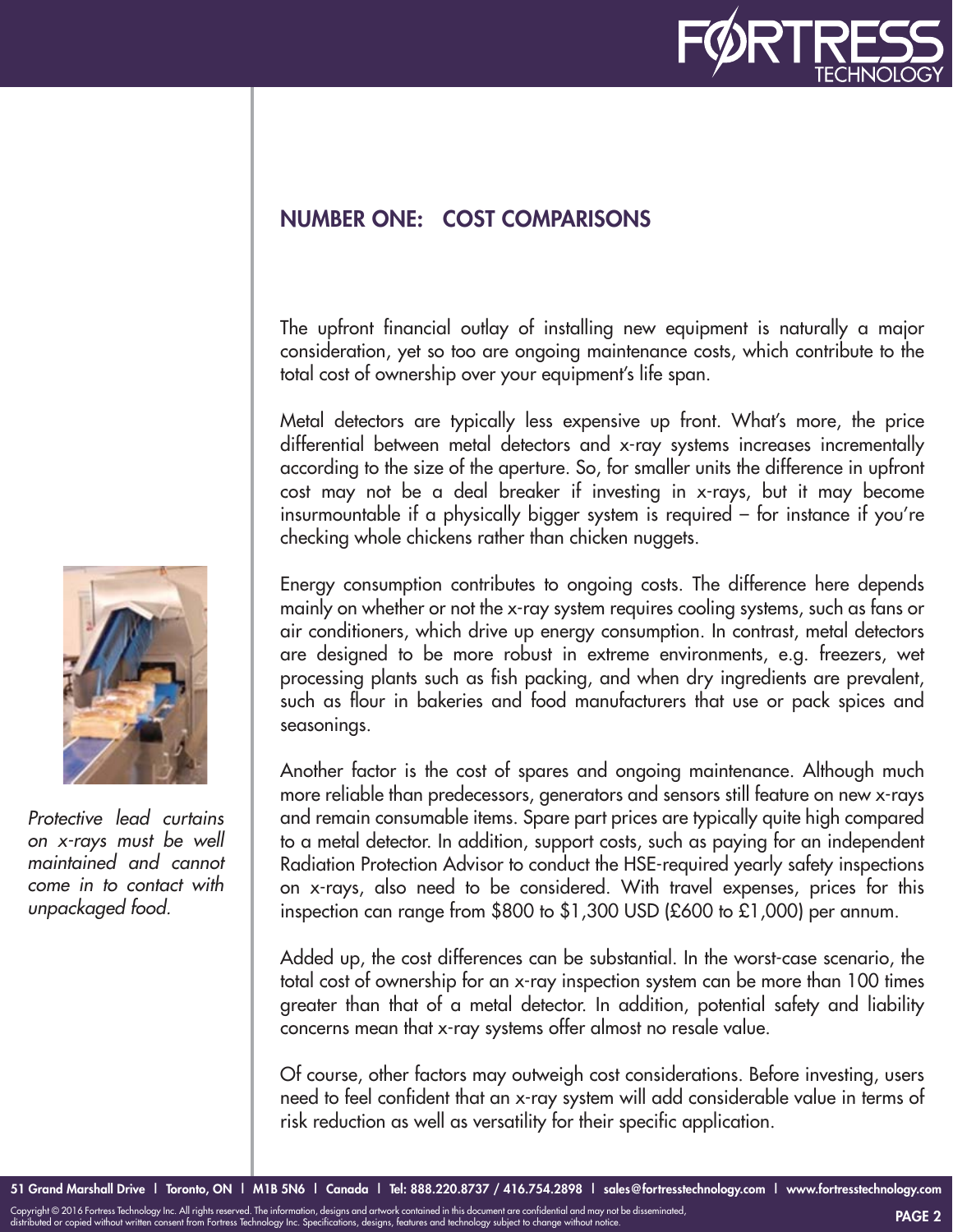## NUMBER ONE: COST COMPARISONS

The upfront financial outlay of installing new equipment is naturally a major consideration, yet so too are ongoing maintenance costs, which contribute to the total cost of ownership over your equipment's life span.

Metal detectors are typically less expensive up front. What's more, the price differential between metal detectors and x-ray systems increases incrementally according to the size of the aperture. So, for smaller units the difference in upfront cost may not be a deal breaker if investing in x-rays, but it may become insurmountable if a physically bigger system is required – for instance if you're checking whole chickens rather than chicken nuggets.

Energy consumption contributes to ongoing costs. The difference here depends mainly on whether or not the x-ray system requires cooling systems, such as fans or air conditioners, which drive up energy consumption. In contrast, metal detectors are designed to be more robust in extreme environments, e.g. freezers, wet processing plants such as fish packing, and when dry ingredients are prevalent, such as flour in bakeries and food manufacturers that use or pack spices and seasonings.

Another factor is the cost of spares and ongoing maintenance. Although much more reliable than predecessors, generators and sensors still feature on new x-rays and remain consumable items. Spare part prices are typically quite high compared to a metal detector. In addition, support costs, such as paying for an independent Radiation Protection Advisor to conduct the HSE-required yearly safety inspections on x-rays, also need to be considered. With travel expenses, prices for this inspection can range from $800 to $1,300 USD (£600 to £1,000) per annum.

*Protective lead curtains on x-rays must be well maintained and cannot come in to contact with unpackaged food.*

Added up, the cost differences can be substantial. In the worst-case scenario, the total cost of ownership for an x-ray inspection system can be more than 100 times greater than that of a metal detector. In addition, potential safety and liability concerns mean that x-ray systems offer almost no resale value.

Of course, other factors may outweigh cost considerations. Before investing, users need to feel confident that an x-ray system will add considerable value in terms of risk reduction as well as versatility for their specific application.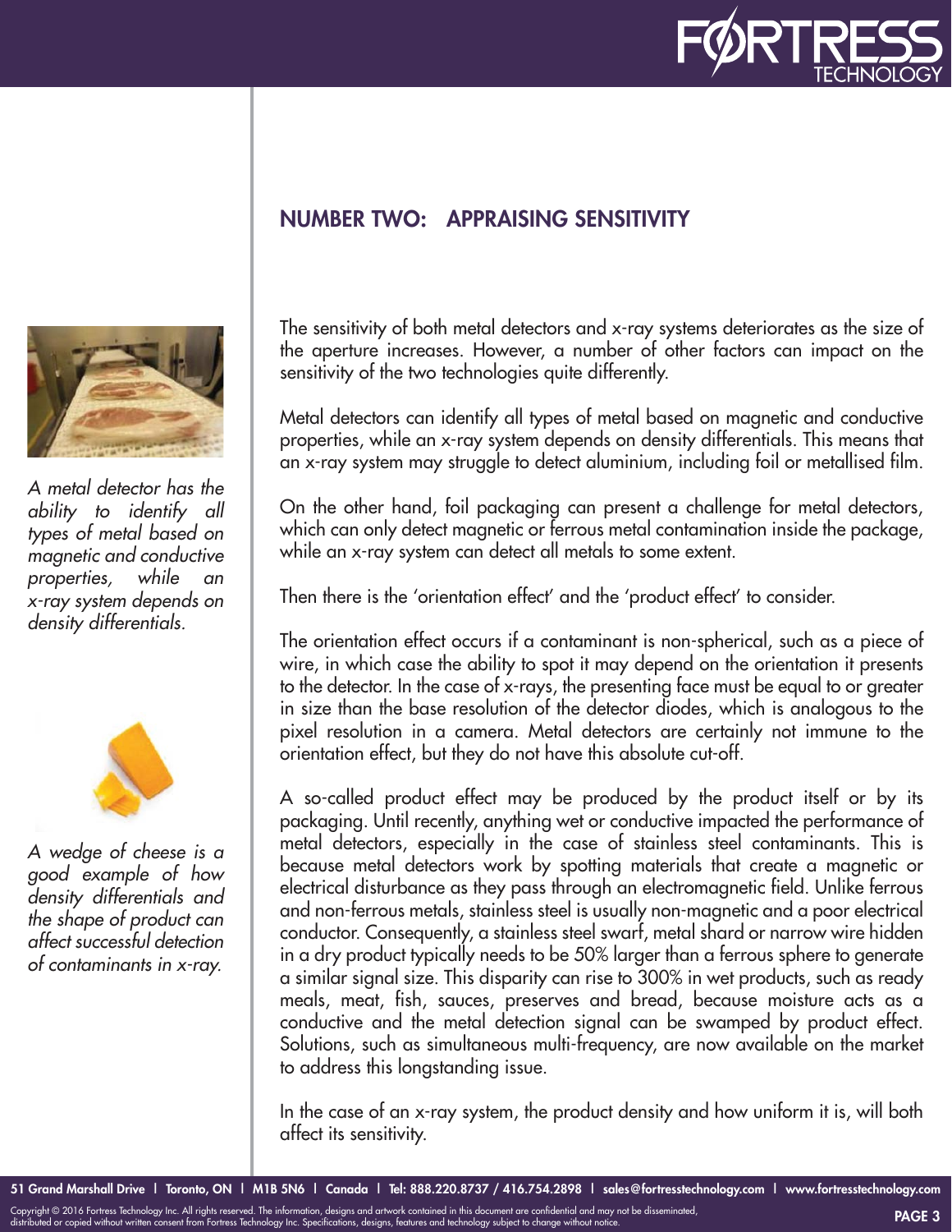## NUMBER TWO: APPRAISING SENSITIVITY

*A metal detector has the ability to identify all types of metal based on magnetic and conductive properties, while an x-ray system depends on density differentials.*

*A wedge of cheese is a good example of how density differentials and the shape of product can affect successful detection of contaminants in x-ray.*

The sensitivity of both metal detectors and x-ray systems deteriorates as the size of the aperture increases. However, a number of other factors can impact on the sensitivity of the two technologies quite differently.

Metal detectors can identify all types of metal based on magnetic and conductive properties, while an x-ray system depends on density differentials. This means that an x-ray system may struggle to detect aluminium, including foil or metallised film.

On the other hand, foil packaging can present a challenge for metal detectors, which can only detect magnetic or ferrous metal contamination inside the package, while an x-ray system can detect all metals to some extent.

Then there is the 'orientation effect' and the 'product effect' to consider.

The orientation effect occurs if a contaminant is non-spherical, such as a piece of wire, in which case the ability to spot it may depend on the orientation it presents to the detector. In the case of x-rays, the presenting face must be equal to or greater in size than the base resolution of the detector diodes, which is analogous to the pixel resolution in a camera. Metal detectors are certainly not immune to the orientation effect, but they do not have this absolute cut-off.

A so-called product effect may be produced by the product itself or by its packaging. Until recently, anything wet or conductive impacted the performance of metal detectors, especially in the case of stainless steel contaminants. This is because metal detectors work by spotting materials that create a magnetic or electrical disturbance as they pass through an electromagnetic field. Unlike ferrous and non-ferrous metals, stainless steel is usually non-magnetic and a poor electrical conductor. Consequently, a stainless steel swarf, metal shard or narrow wire hidden in a dry product typically needs to be 50% larger than a ferrous sphere to generate a similar signal size. This disparity can rise to 300% in wet products, such as ready meals, meat, fish, sauces, preserves and bread, because moisture acts as a conductive and the metal detection signal can be swamped by product effect. Solutions, such as simultaneous multi-frequency, are now available on the market to address this longstanding issue.

In the case of an x-ray system, the product density and how uniform it is, will both affect its sensitivity.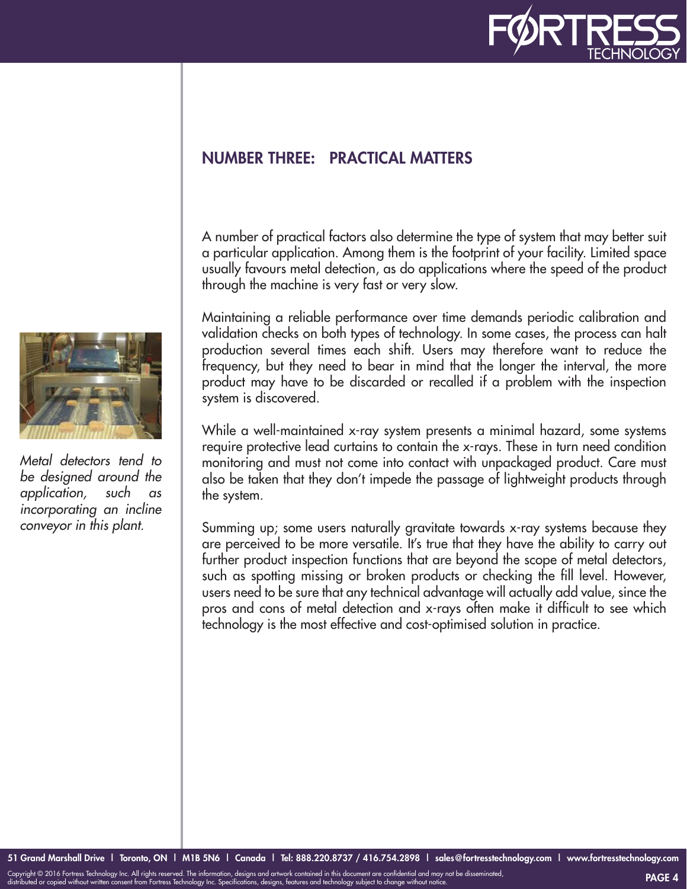## NUMBER THREE: PRACTICAL MATTERS

A number of practical factors also determine the type of system that may better suit a particular application. Among them is the footprint of your facility. Limited space usually favours metal detection, as do applications where the speed of the product through the machine is very fast or very slow.

Maintaining a reliable performance over time demands periodic calibration and validation checks on both types of technology. In some cases, the process can halt production several times each shift. Users may therefore want to reduce the frequency, but they need to bear in mind that the longer the interval, the more product may have to be discarded or recalled if a problem with the inspection system is discovered.

*Metal detectors tend to be designed around the application, such as incorporating an incline conveyor in this plant.*

While a well-maintained x-ray system presents a minimal hazard, some systems require protective lead curtains to contain the x-rays. These in turn need condition monitoring and must not come into contact with unpackaged product. Care must also be taken that they don't impede the passage of lightweight products through the system.

Summing up; some users naturally gravitate towards x-ray systems because they are perceived to be more versatile. It's true that they have the ability to carry out further product inspection functions that are beyond the scope of metal detectors, such as spotting missing or broken products or checking the fill level. However, users need to be sure that any technical advantage will actually add value, since the pros and cons of metal detection and x-rays often make it difficult to see which technology is the most effective and cost-optimised solution in practice.